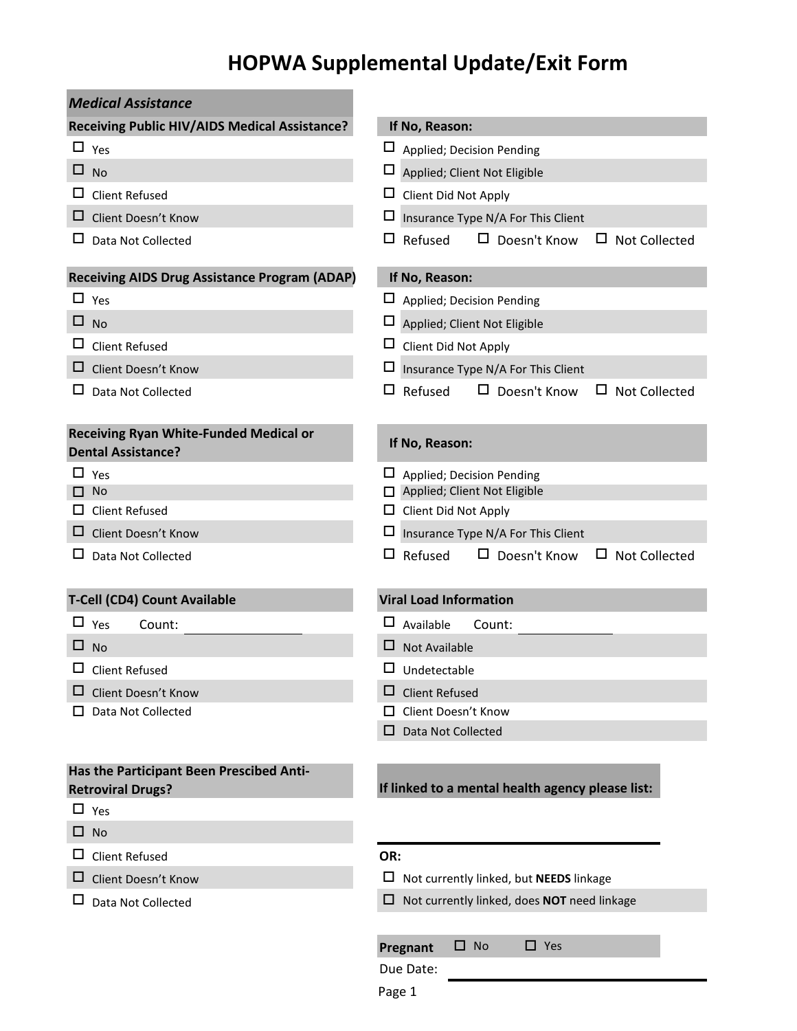# HOPWA Supplemental Update/Exit Form

## *Medical Assistance*

**Receiving Public HIV/AIDS Medical Assistance?**

- ☐ Yes
- ☐ No
- ☐ Client Refused
- ☐ Client Doesn't Know
- ☐ Data Not Collected

**If No, Reason:**

- ☐ Applied; Decision Pending
- ☐ Applied; Client Not Eligible
- ☐ Client Did Not Apply
- ☐ Insurance Type N/A For This Client
- ☐ Refused ☐ Doesn't Know ☐ Not Collected

**Receiving AIDS Drug Assistance Program (ADAP)**

- ☐ Yes
- ☐ No
- ☐ Client Refused
- ☐ Client Doesn't Know
- ☐ Data Not Collected

**If No, Reason:**

- ☐ Applied; Decision Pending
- ☐ Applied; Client Not Eligible
- ☐ Client Did Not Apply
- ☐ Insurance Type N/A For This Client
- ☐ Refused ☐ Doesn't Know ☐ Not Collected

**Receiving Ryan White-Funded Medical or Dental Assistance?**

- ☐ Yes
- ☐ No
- ☐ Client Refused
- ☐ Client Doesn't Know
- ☐ Data Not Collected

**If No, Reason:**

- ☐ Applied; Decision Pending
- ☐ Applied; Client Not Eligible
- ☐ Client Did Not Apply
- ☐ Insurance Type N/A For This Client
- ☐ Refused ☐ Doesn't Know ☐ Not Collected

**T-Cell (CD4) Count Available**

- ☐ Yes Count: ________________
- ☐ No
- ☐ Client Refused
- ☐ Client Doesn't Know
- ☐ Data Not Collected

**Viral Load Information**

- ☐ Available Count: ________________
- ☐ Not Available
- ☐ Undetectable
- ☐ Client Refused
- ☐ Client Doesn't Know
- ☐ Data Not Collected

**Has the Participant Been Prescibed Anti-Retroviral Drugs?**

- ☐ Yes
- ☐ No
- ☐ Client Refused
- ☐ Client Doesn't Know
- ☐ Data Not Collected

**If linked to a mental health agency please list:**

________________________________

**OR:**

- ☐ Not currently linked, but **NEEDS** linkage
- ☐ Not currently linked, does **NOT** need linkage

**Pregnant** ☐ No ☐ Yes

Due Date: ________________________________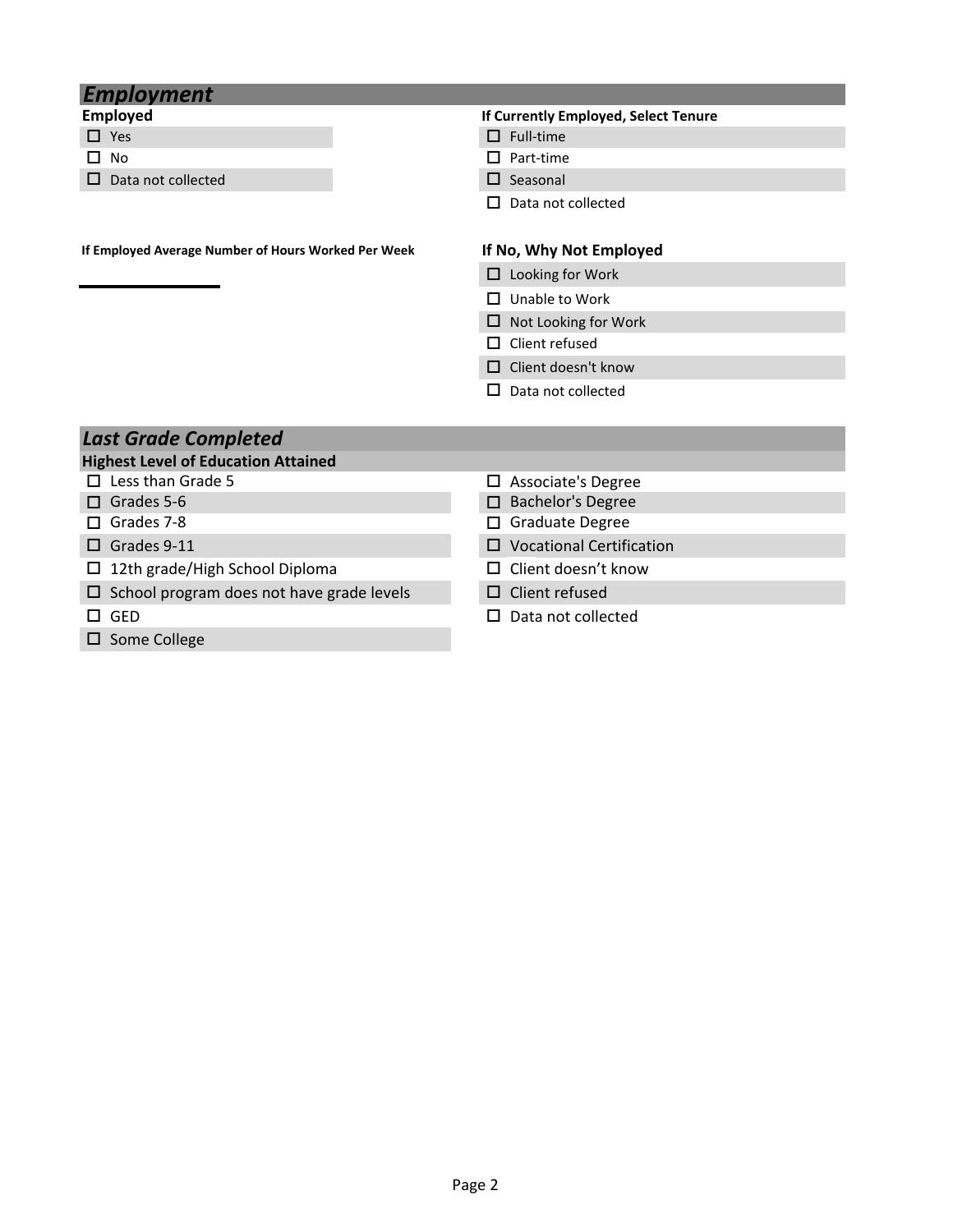## *Employment*

**Employed**

- ☐ Yes
- ☐ No
- ☐ Data not collected

**If Currently Employed, Select Tenure**

- ☐ Full-time
- ☐ Part-time
- ☐ Seasonal
- ☐ Data not collected

**If Employed Average Number of Hours Worked Per Week**

\_\_\_\_\_\_\_\_\_\_\_\_\_\_\_\_

**If No, Why Not Employed**

- ☐ Looking for Work
- ☐ Unable to Work
- ☐ Not Looking for Work
- ☐ Client refused
- ☐ Client doesn't know
- ☐ Data not collected

## *Last Grade Completed*

**Highest Level of Education Attained**

- ☐ Less than Grade 5
- ☐ Grades 5-6
- ☐ Grades 7-8
- ☐ Grades 9-11
- ☐ 12th grade/High School Diploma
- ☐ School program does not have grade levels
- ☐ GED
- ☐ Some College
- ☐ Associate's Degree
- ☐ Bachelor's Degree
- ☐ Graduate Degree
- ☐ Vocational Certification
- ☐ Client doesn't know
- ☐ Client refused
- ☐ Data not collected